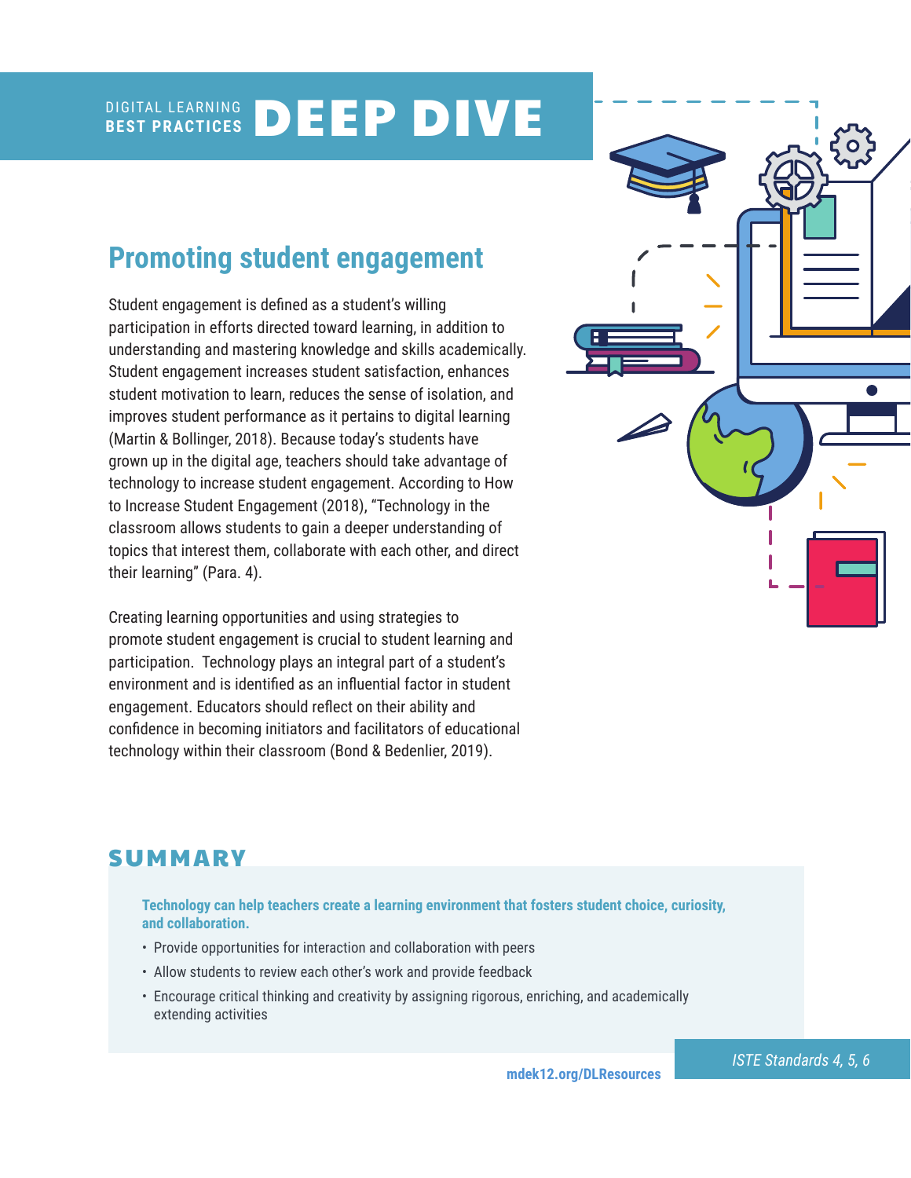DIGITAL LEARNING BEST PRACTICES **DEEP DIVE**

## Promoting student engagement

Student engagement is defined as a student's willing participation in efforts directed toward learning, in addition to understanding and mastering knowledge and skills academically. Student engagement increases student satisfaction, enhances student motivation to learn, reduces the sense of isolation, and improves student performance as it pertains to digital learning (Martin & Bollinger, 2018). Because today's students have grown up in the digital age, teachers should take advantage of technology to increase student engagement. According to How to Increase Student Engagement (2018), "Technology in the classroom allows students to gain a deeper understanding of topics that interest them, collaborate with each other, and direct their learning" (Para. 4).

Creating learning opportunities and using strategies to promote student engagement is crucial to student learning and participation. Technology plays an integral part of a student's environment and is identified as an influential factor in student engagement. Educators should reflect on their ability and confidence in becoming initiators and facilitators of educational technology within their classroom (Bond & Bedenlier, 2019).

## SUMMARY

**Technology can help teachers create a learning environment that fosters student choice, curiosity, and collaboration.**

- Provide opportunities for interaction and collaboration with peers
- Allow students to review each other's work and provide feedback
- Encourage critical thinking and creativity by assigning rigorous, enriching, and academically extending activities

mdek12.org/DLResources

*ISTE Standards 4, 5, 6*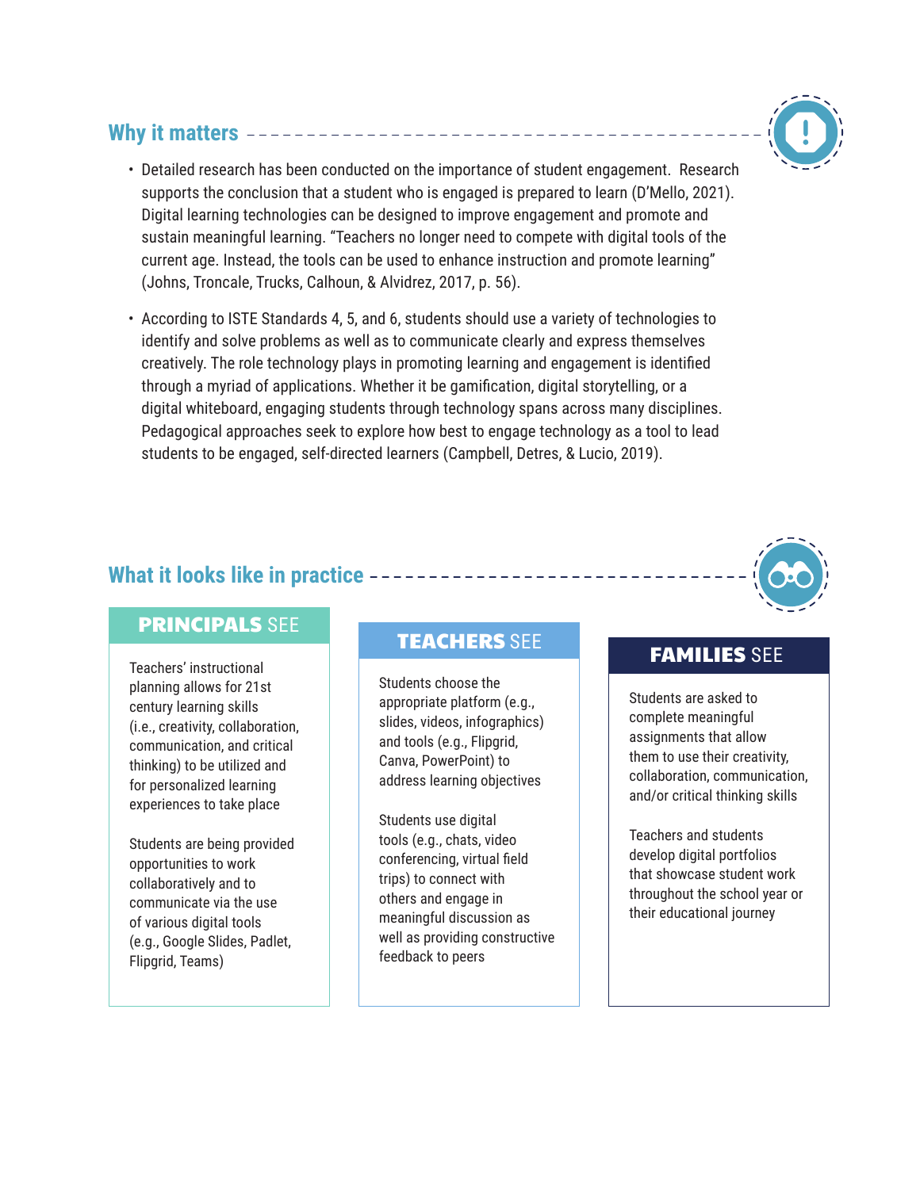## Why it matters

- Detailed research has been conducted on the importance of student engagement. Research supports the conclusion that a student who is engaged is prepared to learn (D'Mello, 2021). Digital learning technologies can be designed to improve engagement and promote and sustain meaningful learning. "Teachers no longer need to compete with digital tools of the current age. Instead, the tools can be used to enhance instruction and promote learning" (Johns, Troncale, Trucks, Calhoun, & Alvidrez, 2017, p. 56).
- According to ISTE Standards 4, 5, and 6, students should use a variety of technologies to identify and solve problems as well as to communicate clearly and express themselves creatively. The role technology plays in promoting learning and engagement is identified through a myriad of applications. Whether it be gamification, digital storytelling, or a digital whiteboard, engaging students through technology spans across many disciplines. Pedagogical approaches seek to explore how best to engage technology as a tool to lead students to be engaged, self-directed learners (Campbell, Detres, & Lucio, 2019).

## What it looks like in practice

### PRINCIPALS SEE

Teachers' instructional planning allows for 21st century learning skills (i.e., creativity, collaboration, communication, and critical thinking) to be utilized and for personalized learning experiences to take place

Students are being provided opportunities to work collaboratively and to communicate via the use of various digital tools (e.g., Google Slides, Padlet, Flipgrid, Teams)

### TEACHERS SEE

Students choose the appropriate platform (e.g., slides, videos, infographics) and tools (e.g., Flipgrid, Canva, PowerPoint) to address learning objectives

Students use digital tools (e.g., chats, video conferencing, virtual field trips) to connect with others and engage in meaningful discussion as well as providing constructive feedback to peers

### FAMILIES SEE

Students are asked to complete meaningful assignments that allow them to use their creativity, collaboration, communication, and/or critical thinking skills

Teachers and students develop digital portfolios that showcase student work throughout the school year or their educational journey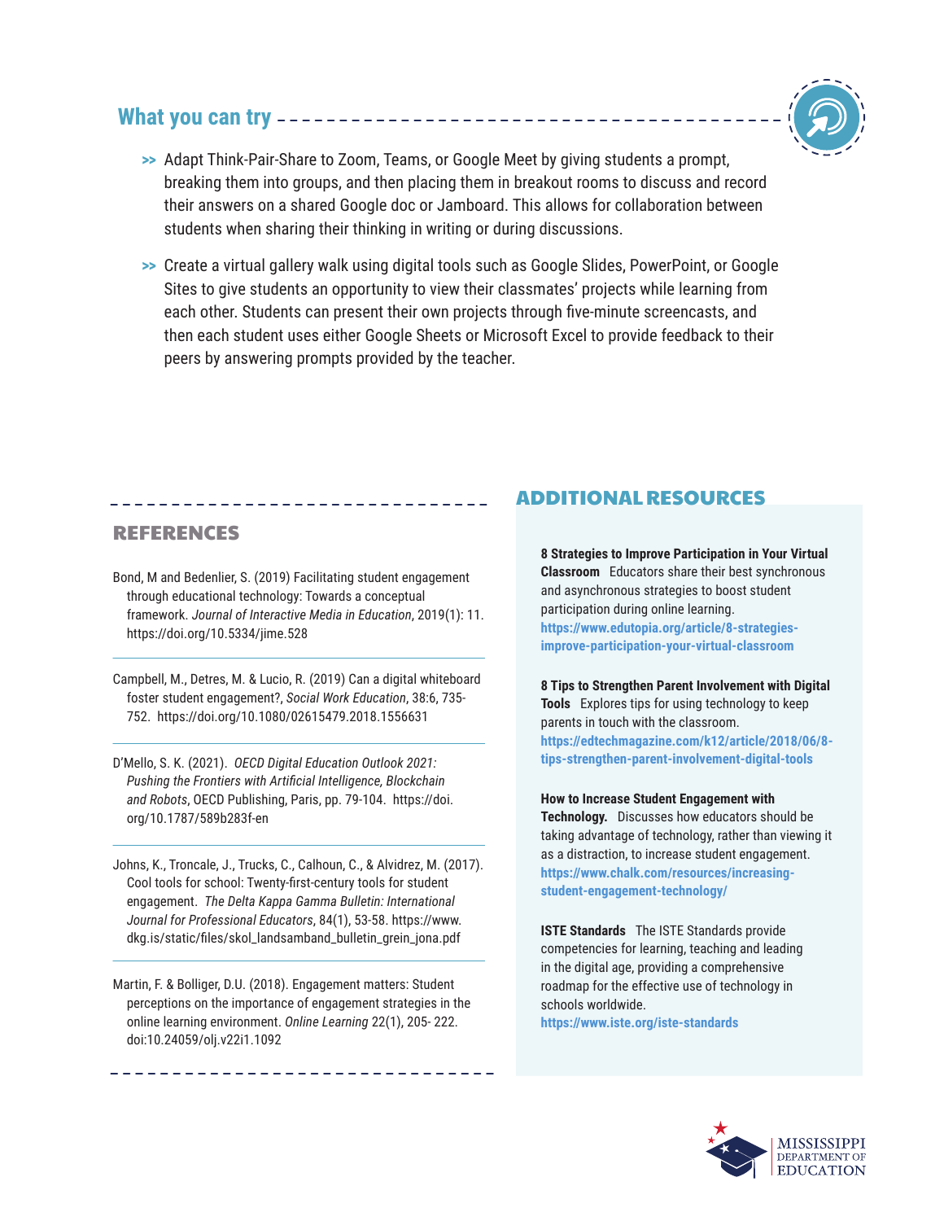## What you can try

- Adapt Think-Pair-Share to Zoom, Teams, or Google Meet by giving students a prompt, breaking them into groups, and then placing them in breakout rooms to discuss and record their answers on a shared Google doc or Jamboard. This allows for collaboration between students when sharing their thinking in writing or during discussions.
- Create a virtual gallery walk using digital tools such as Google Slides, PowerPoint, or Google Sites to give students an opportunity to view their classmates' projects while learning from each other. Students can present their own projects through five-minute screencasts, and then each student uses either Google Sheets or Microsoft Excel to provide feedback to their peers by answering prompts provided by the teacher.

## REFERENCES

Bond, M and Bedenlier, S. (2019) Facilitating student engagement through educational technology: Towards a conceptual framework. *Journal of Interactive Media in Education*, 2019(1): 11. https://doi.org/10.5334/jime.528

Campbell, M., Detres, M. & Lucio, R. (2019) Can a digital whiteboard foster student engagement?, *Social Work Education*, 38:6, 735-752. https://doi.org/10.1080/02615479.2018.1556631

D'Mello, S. K. (2021). *OECD Digital Education Outlook 2021: Pushing the Frontiers with Artificial Intelligence, Blockchain and Robots*, OECD Publishing, Paris, pp. 79-104. https://doi.org/10.1787/589b283f-en

Johns, K., Troncale, J., Trucks, C., Calhoun, C., & Alvidrez, M. (2017). Cool tools for school: Twenty-first-century tools for student engagement. *The Delta Kappa Gamma Bulletin: International Journal for Professional Educators*, 84(1), 53-58. https://www.dkg.is/static/files/skol_landsamband_bulletin_grein_jona.pdf

Martin, F. & Bolliger, D.U. (2018). Engagement matters: Student perceptions on the importance of engagement strategies in the online learning environment. *Online Learning* 22(1), 205- 222. doi:10.24059/olj.v22i1.1092

## ADDITIONAL RESOURCES

**8 Strategies to Improve Participation in Your Virtual Classroom** Educators share their best synchronous and asynchronous strategies to boost student participation during online learning.
**https://www.edutopia.org/article/8-strategies-improve-participation-your-virtual-classroom**

**8 Tips to Strengthen Parent Involvement with Digital Tools** Explores tips for using technology to keep parents in touch with the classroom.
**https://edtechmagazine.com/k12/article/2018/06/8-tips-strengthen-parent-involvement-digital-tools**

**How to Increase Student Engagement with Technology.** Discusses how educators should be taking advantage of technology, rather than viewing it as a distraction, to increase student engagement.
**https://www.chalk.com/resources/increasing-student-engagement-technology/**

**ISTE Standards** The ISTE Standards provide competencies for learning, teaching and leading in the digital age, providing a comprehensive roadmap for the effective use of technology in schools worldwide.
**https://www.iste.org/iste-standards**

MISSISSIPPI DEPARTMENT OF EDUCATION